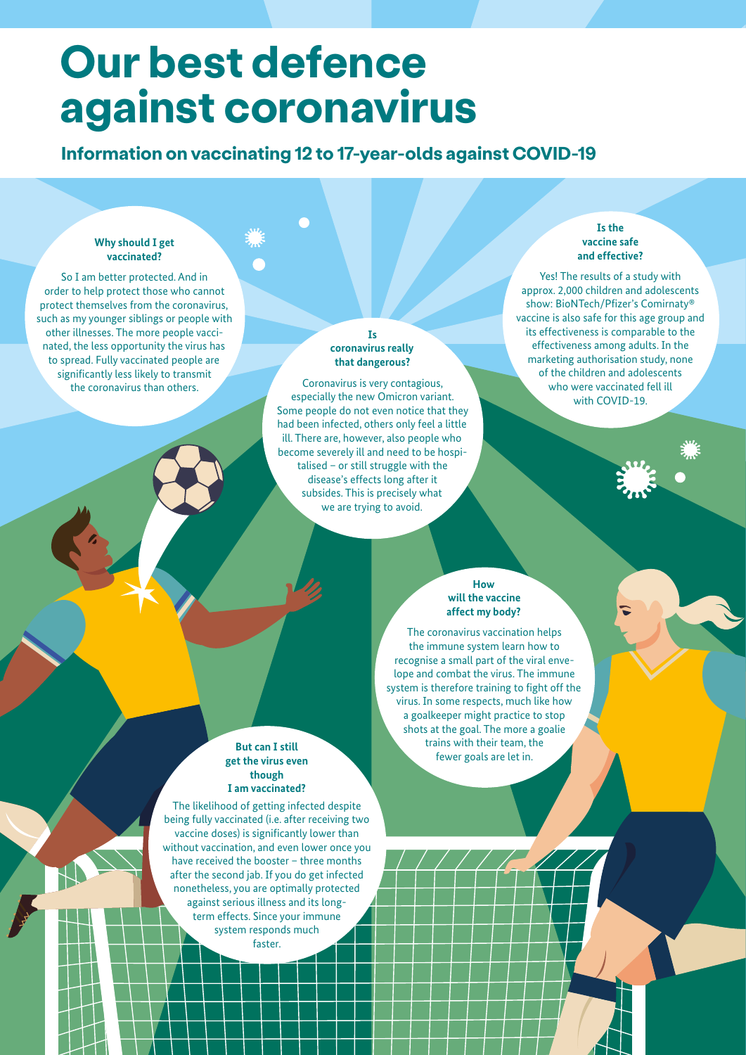# Our best defence against coronavirus

## Information on vaccinating 12 to 17-year-olds against COVID-19

### Why should I get vaccinated?

So I am better protected. And in order to help protect those who cannot protect themselves from the coronavirus, such as my younger siblings or people with other illnesses. The more people vaccinated, the less opportunity the virus has to spread. Fully vaccinated people are significantly less likely to transmit the coronavirus than others.

### Is coronavirus really that dangerous?

Coronavirus is very contagious, especially the new Omicron variant. Some people do not even notice that they had been infected, others only feel a little ill. There are, however, also people who become severely ill and need to be hospitalised – or still struggle with the disease's effects long after it subsides. This is precisely what we are trying to avoid.

### Is the vaccine safe and effective?

Yes! The results of a study with approx. 2,000 children and adolescents show: BioNTech/Pfizer's Comirnaty® vaccine is also safe for this age group and its effectiveness is comparable to the effectiveness among adults. In the marketing authorisation study, none of the children and adolescents who were vaccinated fell ill with COVID-19.

### How will the vaccine affect my body?

The coronavirus vaccination helps the immune system learn how to recognise a small part of the viral envelope and combat the virus. The immune system is therefore training to fight off the virus. In some respects, much like how a goalkeeper might practice to stop shots at the goal. The more a goalie trains with their team, the fewer goals are let in.

### But can I still get the virus even though I am vaccinated?

The likelihood of getting infected despite being fully vaccinated (i.e. after receiving two vaccine doses) is significantly lower than without vaccination, and even lower once you have received the booster – three months after the second jab. If you do get infected nonetheless, you are optimally protected against serious illness and its long-term effects. Since your immune system responds much faster.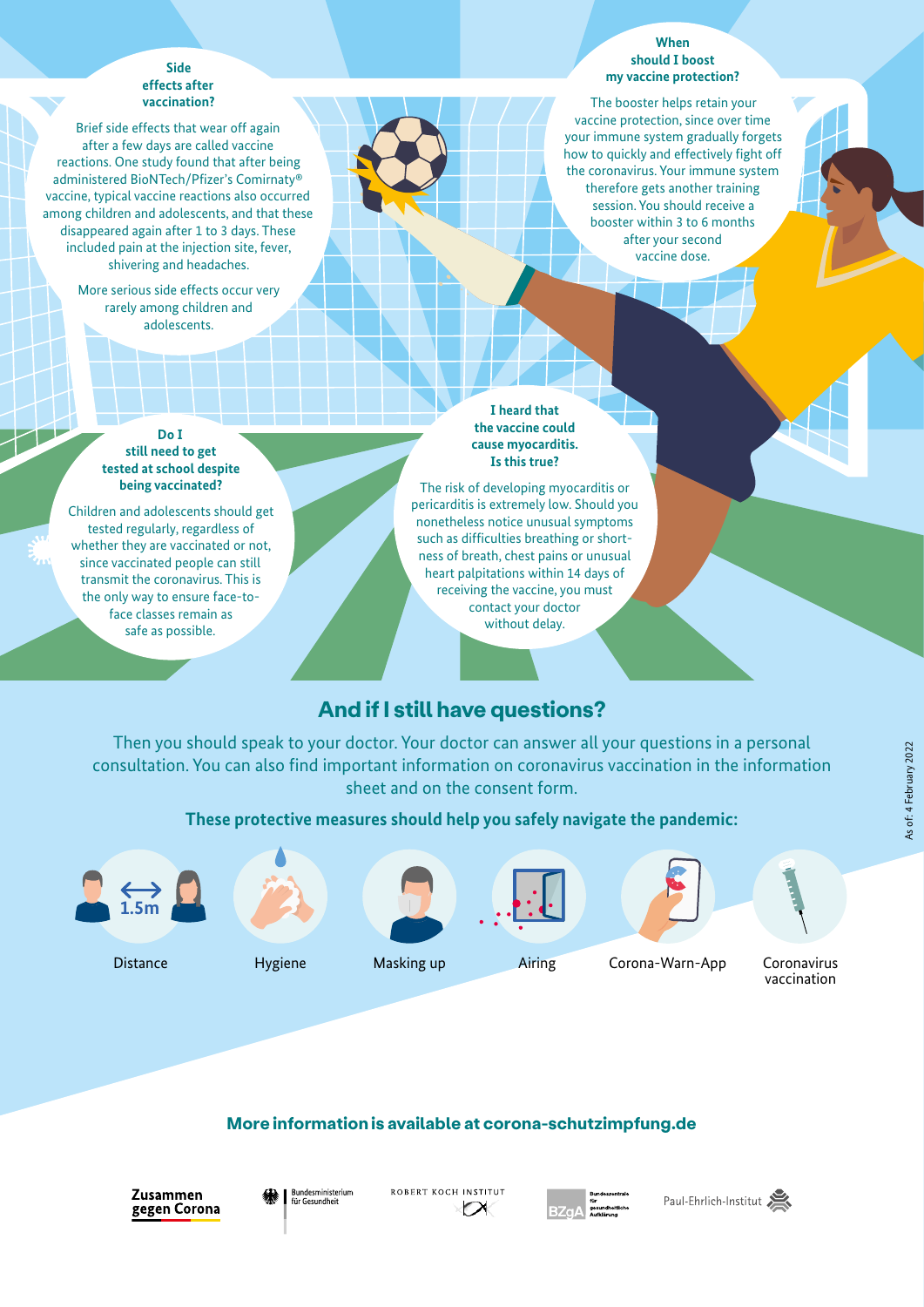### Side effects after vaccination?

Brief side effects that wear off again after a few days are called vaccine reactions. One study found that after being administered BioNTech/Pfizer's Comirnaty® vaccine, typical vaccine reactions also occurred among children and adolescents, and that these disappeared again after 1 to 3 days. These included pain at the injection site, fever, shivering and headaches.

More serious side effects occur very rarely among children and adolescents.

### When should I boost my vaccine protection?

The booster helps retain your vaccine protection, since over time your immune system gradually forgets how to quickly and effectively fight off the coronavirus. Your immune system therefore gets another training session. You should receive a booster within 3 to 6 months after your second vaccine dose.

### Do I still need to get tested at school despite being vaccinated?

Children and adolescents should get tested regularly, regardless of whether they are vaccinated or not, since vaccinated people can still transmit the coronavirus. This is the only way to ensure face-to-face classes remain as safe as possible.

### I heard that the vaccine could cause myocarditis. Is this true?

The risk of developing myocarditis or pericarditis is extremely low. Should you nonetheless notice unusual symptoms such as difficulties breathing or shortness of breath, chest pains or unusual heart palpitations within 14 days of receiving the vaccine, you must contact your doctor without delay.

## And if I still have questions?

Then you should speak to your doctor. Your doctor can answer all your questions in a personal consultation. You can also find important information on coronavirus vaccination in the information sheet and on the consent form.

**These protective measures should help you safely navigate the pandemic:**

- 1.5m Distance
- Hygiene
- Masking up
- Airing
- Corona-Warn-App
- Coronavirus vaccination

As of: 4 February 2022

**More information is available at corona-schutzimpfung.de**

Zusammen gegen Corona | Bundesministerium für Gesundheit | ROBERT KOCH INSTITUT | BZgA Bundeszentrale für gesundheitliche Aufklärung | Paul-Ehrlich-Institut